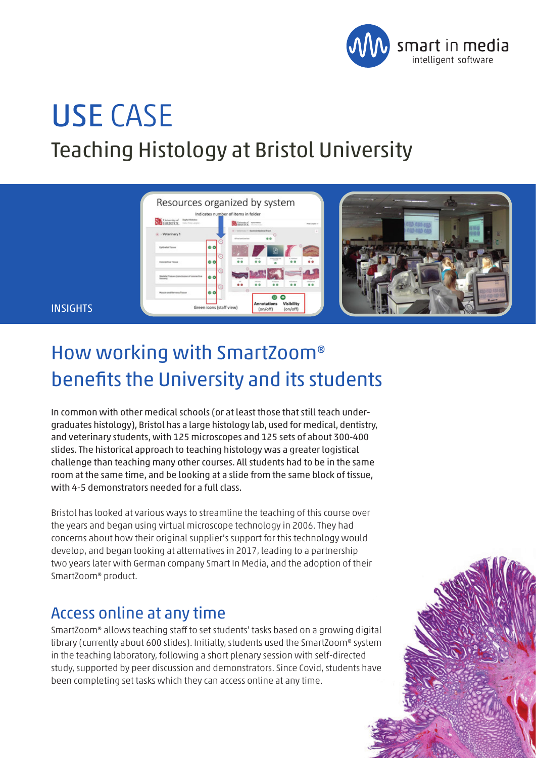# USE CASE

## Teaching Histology at Bristol University

INSIGHTS

## How working with SmartZoom® benefits the University and its students

In common with other medical schools (or at least those that still teach undergraduates histology), Bristol has a large histology lab, used for medical, dentistry, and veterinary students, with 125 microscopes and 125 sets of about 300-400 slides. The historical approach to teaching histology was a greater logistical challenge than teaching many other courses. All students had to be in the same room at the same time, and be looking at a slide from the same block of tissue, with 4-5 demonstrators needed for a full class.

Bristol has looked at various ways to streamline the teaching of this course over the years and began using virtual microscope technology in 2006. They had concerns about how their original supplier's support for this technology would develop, and began looking at alternatives in 2017, leading to a partnership two years later with German company Smart In Media, and the adoption of their SmartZoom® product.

### Access online at any time

SmartZoom® allows teaching staff to set students' tasks based on a growing digital library (currently about 600 slides). Initially, students used the SmartZoom® system in the teaching laboratory, following a short plenary session with self-directed study, supported by peer discussion and demonstrators. Since Covid, students have been completing set tasks which they can access online at any time.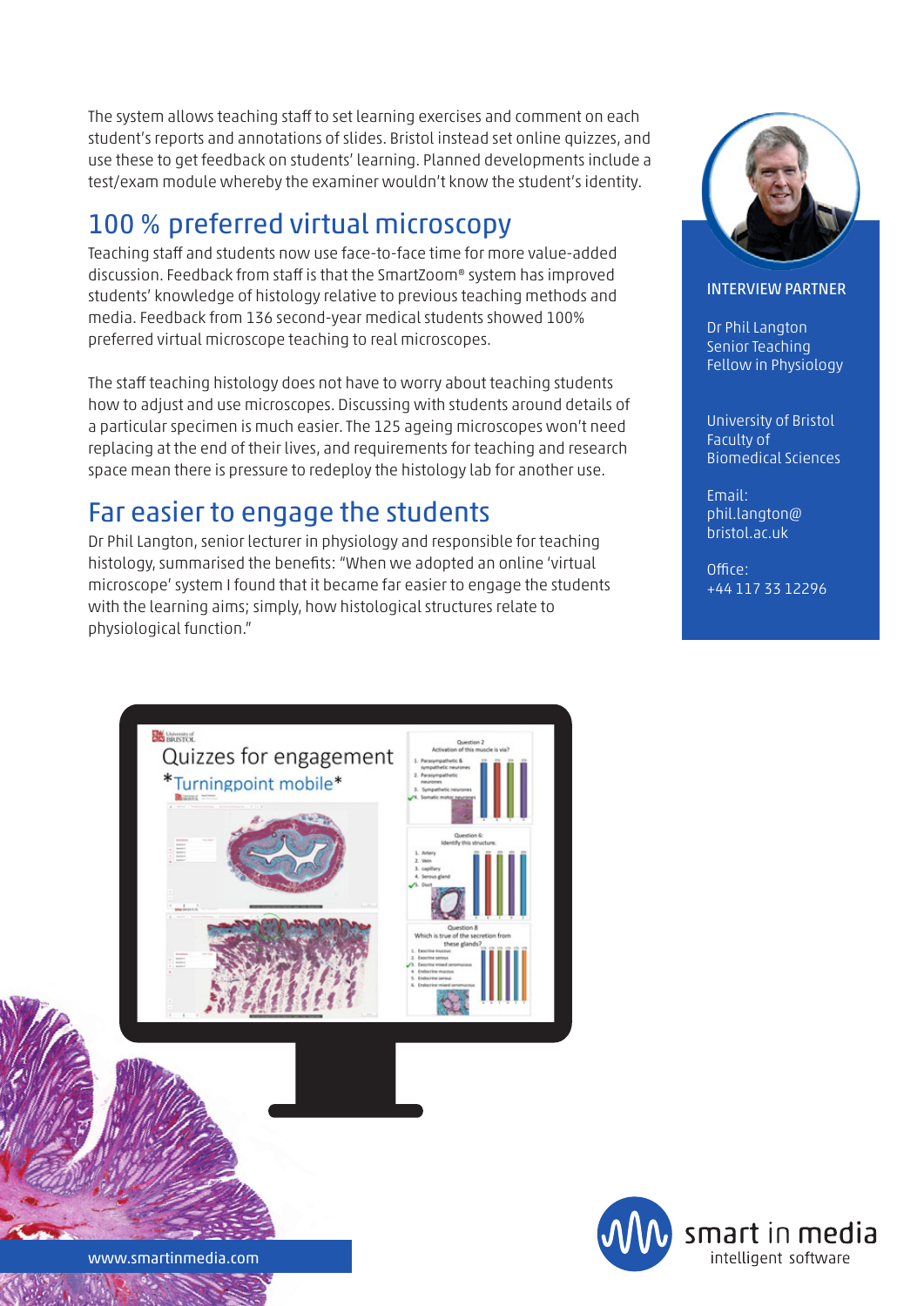The system allows teaching staff to set learning exercises and comment on each student's reports and annotations of slides. Bristol instead set online quizzes, and use these to get feedback on students' learning. Planned developments include a test/exam module whereby the examiner wouldn't know the student's identity.

## 100 % preferred virtual microscopy

Teaching staff and students now use face-to-face time for more value-added discussion. Feedback from staff is that the SmartZoom® system has improved students' knowledge of histology relative to previous teaching methods and media. Feedback from 136 second-year medical students showed 100% preferred virtual microscope teaching to real microscopes.

The staff teaching histology does not have to worry about teaching students how to adjust and use microscopes. Discussing with students around details of a particular specimen is much easier. The 125 ageing microscopes won't need replacing at the end of their lives, and requirements for teaching and research space mean there is pressure to redeploy the histology lab for another use.

## Far easier to engage the students

Dr Phil Langton, senior lecturer in physiology and responsible for teaching histology, summarised the benefits: "When we adopted an online 'virtual microscope' system I found that it became far easier to engage the students with the learning aims; simply, how histological structures relate to physiological function."

INTERVIEW PARTNER

Dr Phil Langton
Senior Teaching
Fellow in Physiology

University of Bristol
Faculty of
Biomedical Sciences

Email:
phil.langton@
bristol.ac.uk

Office:
+44 117 33 12296

Quizzes for engagement
*Turningpoint mobile*

www.smartinmedia.com

smart in media
intelligent software